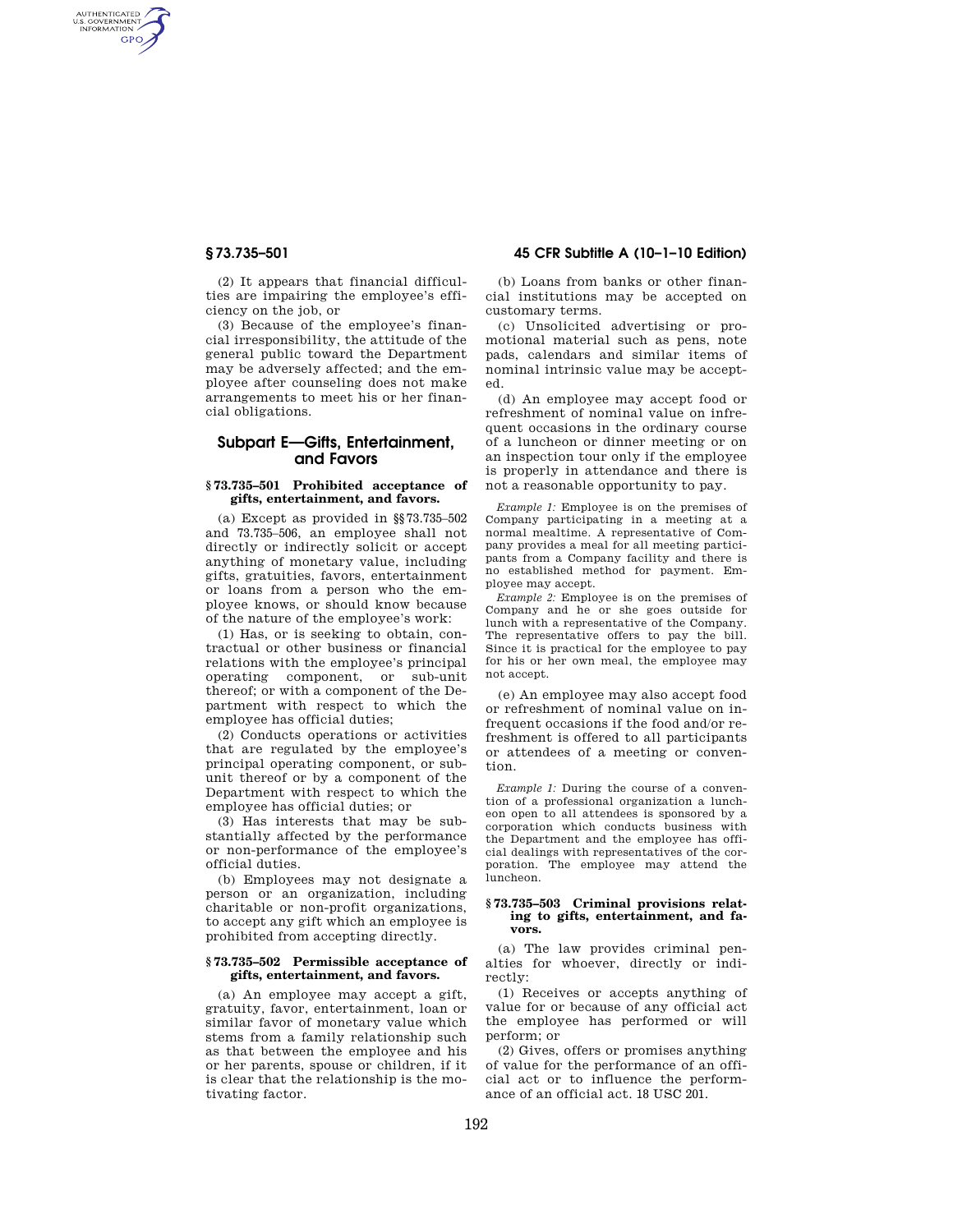(2) It appears that financial difficulties are impairing the employee's efficiency on the job, or

(3) Because of the employee's financial irresponsibility, the attitude of the general public toward the Department may be adversely affected; and the employee after counseling does not make arrangements to meet his or her financial obligations.

## Subpart E—Gifts, Entertainment, and Favors

### § 73.735–501 Prohibited acceptance of gifts, entertainment, and favors.

(a) Except as provided in §§ 73.735–502 and 73.735–506, an employee shall not directly or indirectly solicit or accept anything of monetary value, including gifts, gratuities, favors, entertainment or loans from a person who the employee knows, or should know because of the nature of the employee's work:

(1) Has, or is seeking to obtain, contractual or other business or financial relations with the employee's principal operating component, or sub-unit thereof; or with a component of the Department with respect to which the employee has official duties;

(2) Conducts operations or activities that are regulated by the employee's principal operating component, or subunit thereof or by a component of the Department with respect to which the employee has official duties; or

(3) Has interests that may be substantially affected by the performance or non-performance of the employee's official duties.

(b) Employees may not designate a person or an organization, including charitable or non-profit organizations, to accept any gift which an employee is prohibited from accepting directly.

### § 73.735–502 Permissible acceptance of gifts, entertainment, and favors.

(a) An employee may accept a gift, gratuity, favor, entertainment, loan or similar favor of monetary value which stems from a family relationship such as that between the employee and his or her parents, spouse or children, if it is clear that the relationship is the motivating factor.

(b) Loans from banks or other financial institutions may be accepted on customary terms.

(c) Unsolicited advertising or promotional material such as pens, note pads, calendars and similar items of nominal intrinsic value may be accepted.

(d) An employee may accept food or refreshment of nominal value on infrequent occasions in the ordinary course of a luncheon or dinner meeting or on an inspection tour only if the employee is properly in attendance and there is not a reasonable opportunity to pay.

*Example 1:* Employee is on the premises of Company participating in a meeting at a normal mealtime. A representative of Company provides a meal for all meeting participants from a Company facility and there is no established method for payment. Employee may accept.

*Example 2:* Employee is on the premises of Company and he or she goes outside for lunch with a representative of the Company. The representative offers to pay the bill. Since it is practical for the employee to pay for his or her own meal, the employee may not accept.

(e) An employee may also accept food or refreshment of nominal value on infrequent occasions if the food and/or refreshment is offered to all participants or attendees of a meeting or convention.

*Example 1:* During the course of a convention of a professional organization a luncheon open to all attendees is sponsored by a corporation which conducts business with the Department and the employee has official dealings with representatives of the corporation. The employee may attend the luncheon.

### § 73.735–503 Criminal provisions relating to gifts, entertainment, and favors.

(a) The law provides criminal penalties for whoever, directly or indirectly:

(1) Receives or accepts anything of value for or because of any official act the employee has performed or will perform; or

(2) Gives, offers or promises anything of value for the performance of an official act or to influence the performance of an official act. 18 USC 201.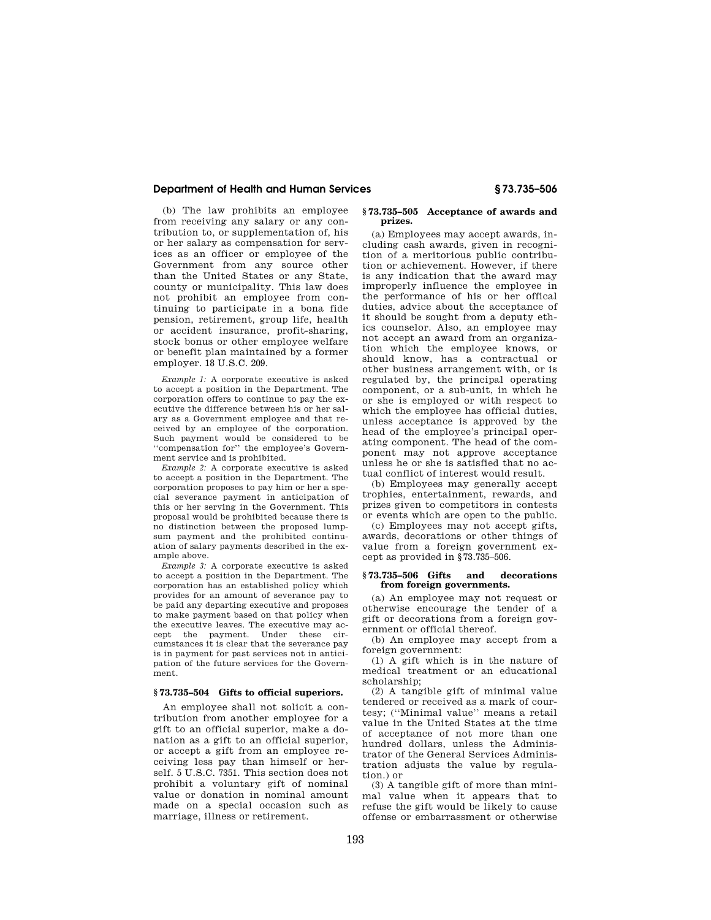(b) The law prohibits an employee from receiving any salary or any contribution to, or supplementation of, his or her salary as compensation for services as an officer or employee of the Government from any source other than the United States or any State, county or municipality. This law does not prohibit an employee from continuing to participate in a bona fide pension, retirement, group life, health or accident insurance, profit-sharing, stock bonus or other employee welfare or benefit plan maintained by a former employer. 18 U.S.C. 209.

*Example 1:* A corporate executive is asked to accept a position in the Department. The corporation offers to continue to pay the executive the difference between his or her salary as a Government employee and that received by an employee of the corporation. Such payment would be considered to be "compensation for" the employee's Government service and is prohibited.

*Example 2:* A corporate executive is asked to accept a position in the Department. The corporation proposes to pay him or her a special severance payment in anticipation of this or her serving in the Government. This proposal would be prohibited because there is no distinction between the proposed lump-sum payment and the prohibited continuation of salary payments described in the example above.

*Example 3:* A corporate executive is asked to accept a position in the Department. The corporation has an established policy which provides for an amount of severance pay to be paid any departing executive and proposes to make payment based on that policy when the executive leaves. The executive may accept the payment. Under these circumstances it is clear that the severance pay is in payment for past services not in anticipation of the future services for the Government.

### § 73.735–504 Gifts to official superiors.

An employee shall not solicit a contribution from another employee for a gift to an official superior, make a donation as a gift to an official superior, or accept a gift from an employee receiving less pay than himself or herself. 5 U.S.C. 7351. This section does not prohibit a voluntary gift of nominal value or donation in nominal amount made on a special occasion such as marriage, illness or retirement.

### § 73.735–505 Acceptance of awards and prizes.

(a) Employees may accept awards, including cash awards, given in recognition of a meritorious public contribution or achievement. However, if there is any indication that the award may improperly influence the employee in the performance of his or her offical duties, advice about the acceptance of it should be sought from a deputy ethics counselor. Also, an employee may not accept an award from an organization which the employee knows, or should know, has a contractual or other business arrangement with, or is regulated by, the principal operating component, or a sub-unit, in which he or she is employed or with respect to which the employee has official duties, unless acceptance is approved by the head of the employee's principal operating component. The head of the component may not approve acceptance unless he or she is satisfied that no actual conflict of interest would result.

(b) Employees may generally accept trophies, entertainment, rewards, and prizes given to competitors in contests or events which are open to the public.

(c) Employees may not accept gifts, awards, decorations or other things of value from a foreign government except as provided in § 73.735–506.

### § 73.735–506 Gifts and decorations from foreign governments.

(a) An employee may not request or otherwise encourage the tender of a gift or decorations from a foreign government or official thereof.

(b) An employee may accept from a foreign government:

(1) A gift which is in the nature of medical treatment or an educational scholarship;

(2) A tangible gift of minimal value tendered or received as a mark of courtesy; ("Minimal value" means a retail value in the United States at the time of acceptance of not more than one hundred dollars, unless the Administrator of the General Services Administration adjusts the value by regulation.) or

(3) A tangible gift of more than minimal value when it appears that to refuse the gift would be likely to cause offense or embarrassment or otherwise